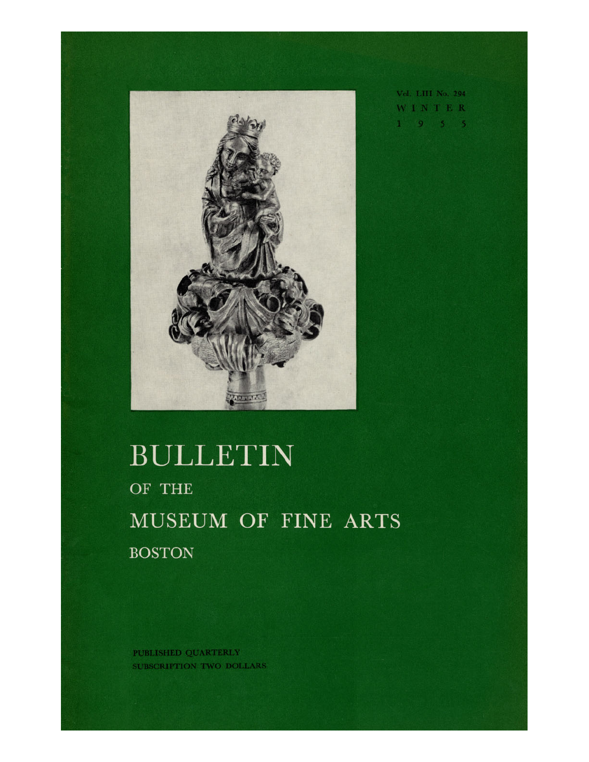Vol. LIII No. 294
WINTER
1955

# BULLETIN

## OF THE

## MUSEUM OF FINE ARTS

## BOSTON

PUBLISHED QUARTERLY
SUBSCRIPTION TWO DOLLARS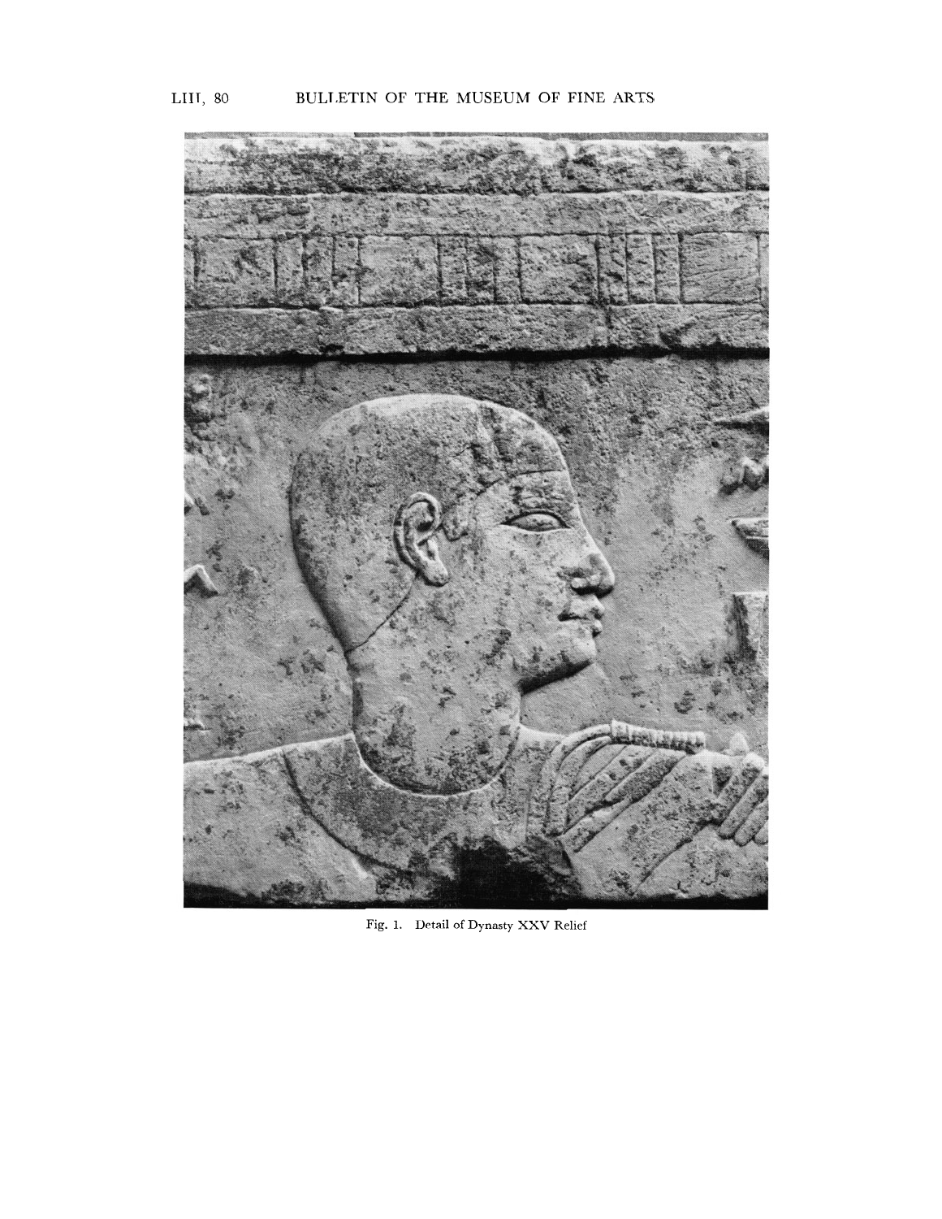Fig. 1. Detail of Dynasty XXV Relief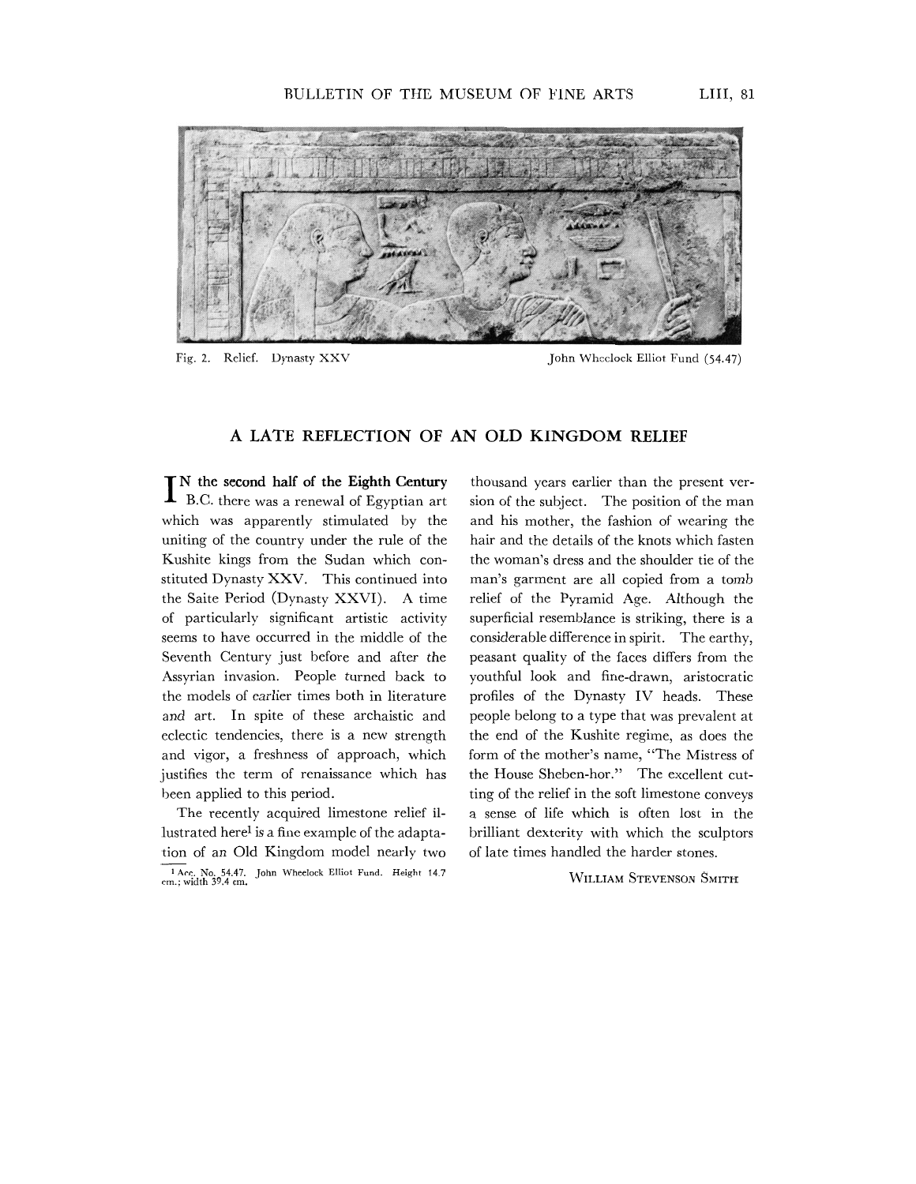Fig. 2. Relief. Dynasty XXV John Wheelock Elliot Fund (54.47)

## A LATE REFLECTION OF AN OLD KINGDOM RELIEF

**In the second half of the Eighth Century** B.C. there was a renewal of Egyptian art which was apparently stimulated by the uniting of the country under the rule of the Kushite kings from the Sudan which constituted Dynasty XXV. This continued into the Saite Period (Dynasty XXVI). A time of particularly significant artistic activity seems to have occurred in the middle of the Seventh Century just before and after the Assyrian invasion. People turned back to the models of earlier times both in literature and art. In spite of these archaistic and eclectic tendencies, there is a new strength and vigor, a freshness of approach, which justifies the term of renaissance which has been applied to this period.

The recently acquired limestone relief illustrated here[1] is a fine example of the adaptation of an Old Kingdom model nearly two thousand years earlier than the present version of the subject. The position of the man and his mother, the fashion of wearing the hair and the details of the knots which fasten the woman's dress and the shoulder tie of the man's garment are all copied from a tomb relief of the Pyramid Age. Although the superficial resemblance is striking, there is a considerable difference in spirit. The earthy, peasant quality of the faces differs from the youthful look and fine-drawn, aristocratic profiles of the Dynasty IV heads. These people belong to a type that was prevalent at the end of the Kushite regime, as does the form of the mother's name, "The Mistress of the House Sheben-hor." The excellent cutting of the relief in the soft limestone conveys a sense of life which is often lost in the brilliant dexterity with which the sculptors of late times handled the harder stones.

William Stevenson Smith

[1] Acc. No. 54.47. John Wheelock Elliot Fund. Height 14.7 cm.; width 39.4 cm.